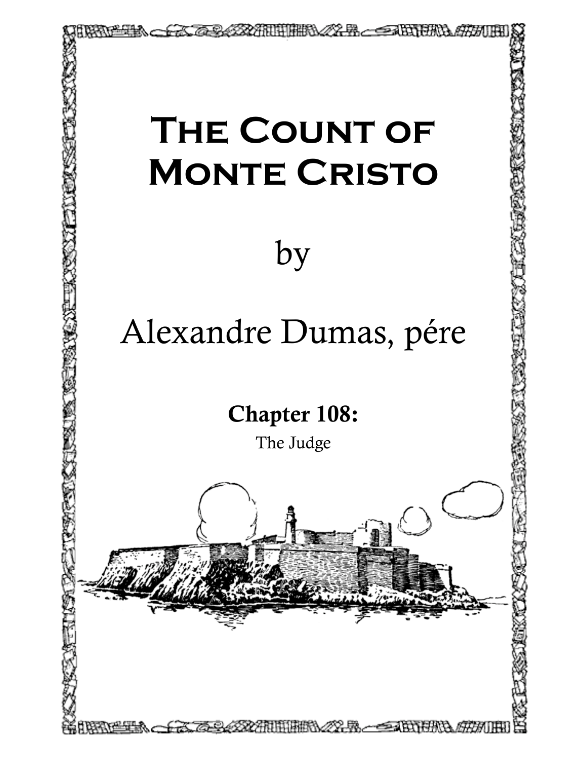# The Count of Monte Cristo

by

Alexandre Dumas, pére

## Chapter 108:

The Judge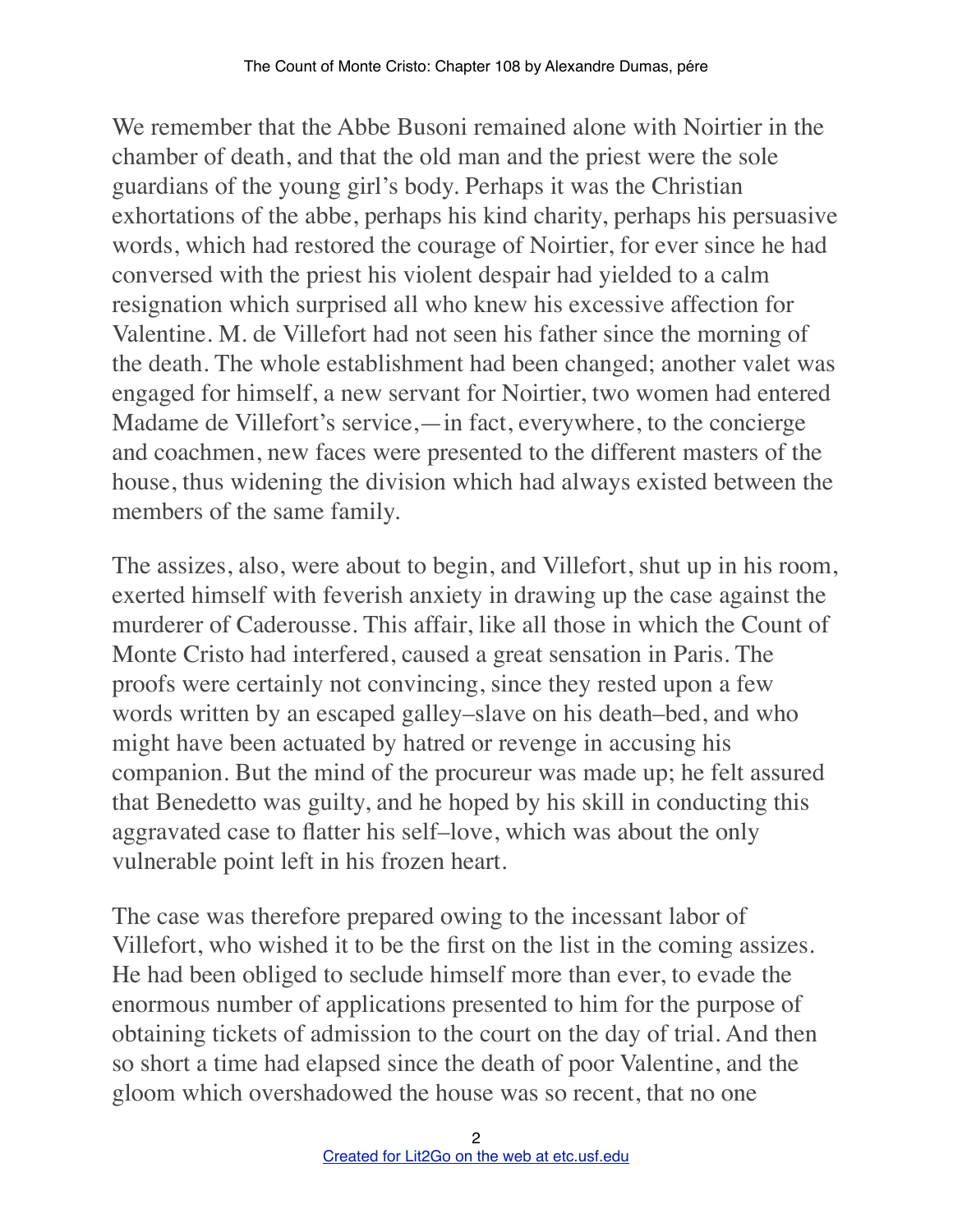We remember that the Abbe Busoni remained alone with Noirtier in the chamber of death, and that the old man and the priest were the sole guardians of the young girl's body. Perhaps it was the Christian exhortations of the abbe, perhaps his kind charity, perhaps his persuasive words, which had restored the courage of Noirtier, for ever since he had conversed with the priest his violent despair had yielded to a calm resignation which surprised all who knew his excessive affection for Valentine. M. de Villefort had not seen his father since the morning of the death. The whole establishment had been changed; another valet was engaged for himself, a new servant for Noirtier, two women had entered Madame de Villefort's service,—in fact, everywhere, to the concierge and coachmen, new faces were presented to the different masters of the house, thus widening the division which had always existed between the members of the same family.

The assizes, also, were about to begin, and Villefort, shut up in his room, exerted himself with feverish anxiety in drawing up the case against the murderer of Caderousse. This affair, like all those in which the Count of Monte Cristo had interfered, caused a great sensation in Paris. The proofs were certainly not convincing, since they rested upon a few words written by an escaped galley–slave on his death–bed, and who might have been actuated by hatred or revenge in accusing his companion. But the mind of the procureur was made up; he felt assured that Benedetto was guilty, and he hoped by his skill in conducting this aggravated case to flatter his self–love, which was about the only vulnerable point left in his frozen heart.

The case was therefore prepared owing to the incessant labor of Villefort, who wished it to be the first on the list in the coming assizes. He had been obliged to seclude himself more than ever, to evade the enormous number of applications presented to him for the purpose of obtaining tickets of admission to the court on the day of trial. And then so short a time had elapsed since the death of poor Valentine, and the gloom which overshadowed the house was so recent, that no one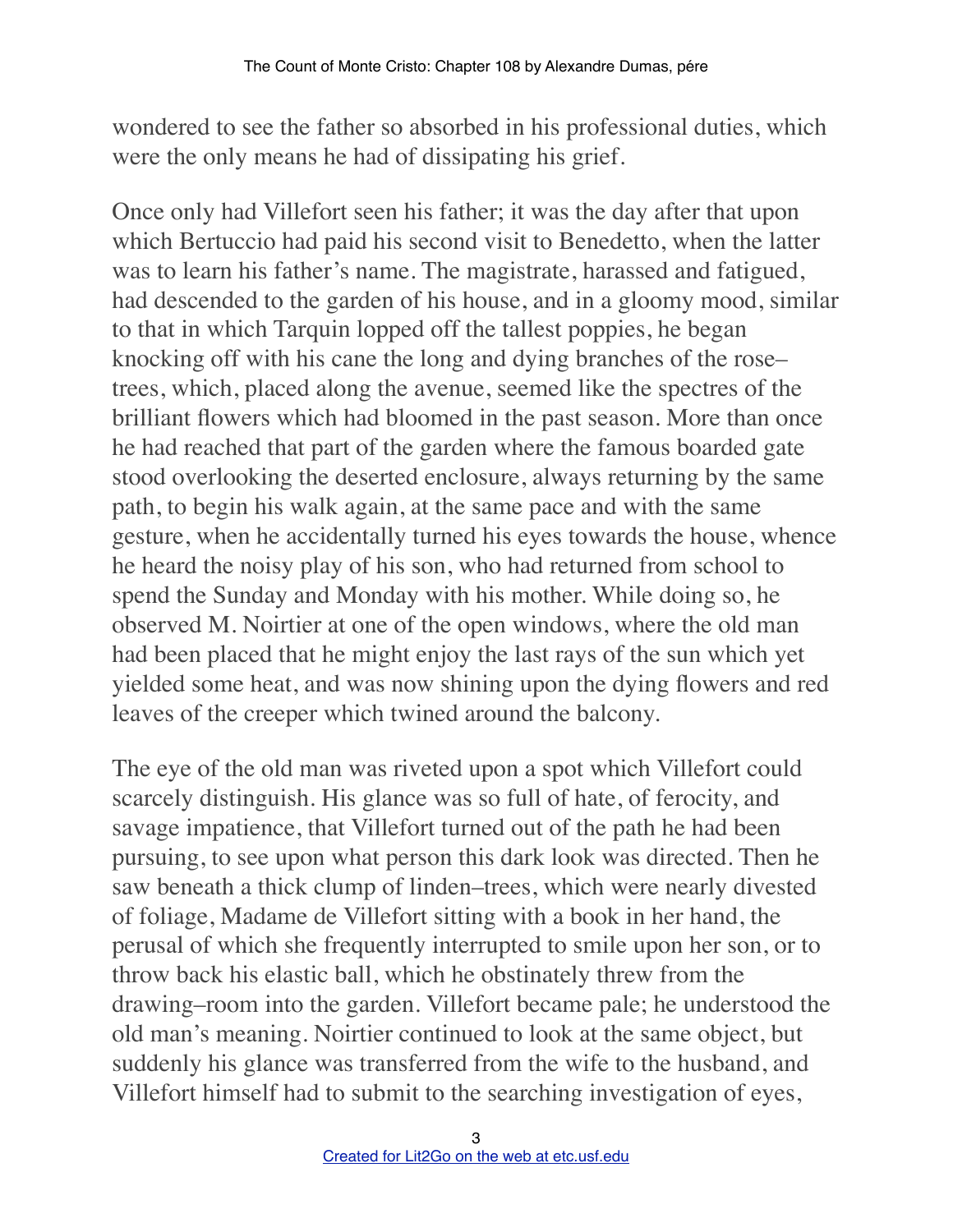wondered to see the father so absorbed in his professional duties, which were the only means he had of dissipating his grief.

Once only had Villefort seen his father; it was the day after that upon which Bertuccio had paid his second visit to Benedetto, when the latter was to learn his father's name. The magistrate, harassed and fatigued, had descended to the garden of his house, and in a gloomy mood, similar to that in which Tarquin lopped off the tallest poppies, he began knocking off with his cane the long and dying branches of the rose–trees, which, placed along the avenue, seemed like the spectres of the brilliant flowers which had bloomed in the past season. More than once he had reached that part of the garden where the famous boarded gate stood overlooking the deserted enclosure, always returning by the same path, to begin his walk again, at the same pace and with the same gesture, when he accidentally turned his eyes towards the house, whence he heard the noisy play of his son, who had returned from school to spend the Sunday and Monday with his mother. While doing so, he observed M. Noirtier at one of the open windows, where the old man had been placed that he might enjoy the last rays of the sun which yet yielded some heat, and was now shining upon the dying flowers and red leaves of the creeper which twined around the balcony.

The eye of the old man was riveted upon a spot which Villefort could scarcely distinguish. His glance was so full of hate, of ferocity, and savage impatience, that Villefort turned out of the path he had been pursuing, to see upon what person this dark look was directed. Then he saw beneath a thick clump of linden–trees, which were nearly divested of foliage, Madame de Villefort sitting with a book in her hand, the perusal of which she frequently interrupted to smile upon her son, or to throw back his elastic ball, which he obstinately threw from the drawing–room into the garden. Villefort became pale; he understood the old man's meaning. Noirtier continued to look at the same object, but suddenly his glance was transferred from the wife to the husband, and Villefort himself had to submit to the searching investigation of eyes,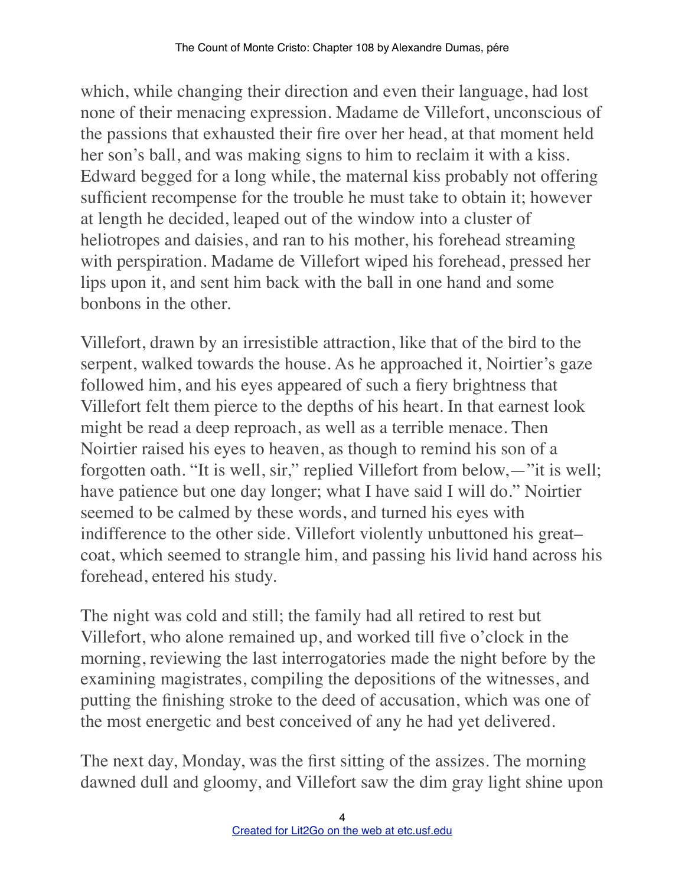which, while changing their direction and even their language, had lost none of their menacing expression. Madame de Villefort, unconscious of the passions that exhausted their fire over her head, at that moment held her son's ball, and was making signs to him to reclaim it with a kiss. Edward begged for a long while, the maternal kiss probably not offering sufficient recompense for the trouble he must take to obtain it; however at length he decided, leaped out of the window into a cluster of heliotropes and daisies, and ran to his mother, his forehead streaming with perspiration. Madame de Villefort wiped his forehead, pressed her lips upon it, and sent him back with the ball in one hand and some bonbons in the other.

Villefort, drawn by an irresistible attraction, like that of the bird to the serpent, walked towards the house. As he approached it, Noirtier's gaze followed him, and his eyes appeared of such a fiery brightness that Villefort felt them pierce to the depths of his heart. In that earnest look might be read a deep reproach, as well as a terrible menace. Then Noirtier raised his eyes to heaven, as though to remind his son of a forgotten oath. "It is well, sir," replied Villefort from below,—"it is well; have patience but one day longer; what I have said I will do." Noirtier seemed to be calmed by these words, and turned his eyes with indifference to the other side. Villefort violently unbuttoned his great–coat, which seemed to strangle him, and passing his livid hand across his forehead, entered his study.

The night was cold and still; the family had all retired to rest but Villefort, who alone remained up, and worked till five o'clock in the morning, reviewing the last interrogatories made the night before by the examining magistrates, compiling the depositions of the witnesses, and putting the finishing stroke to the deed of accusation, which was one of the most energetic and best conceived of any he had yet delivered.

The next day, Monday, was the first sitting of the assizes. The morning dawned dull and gloomy, and Villefort saw the dim gray light shine upon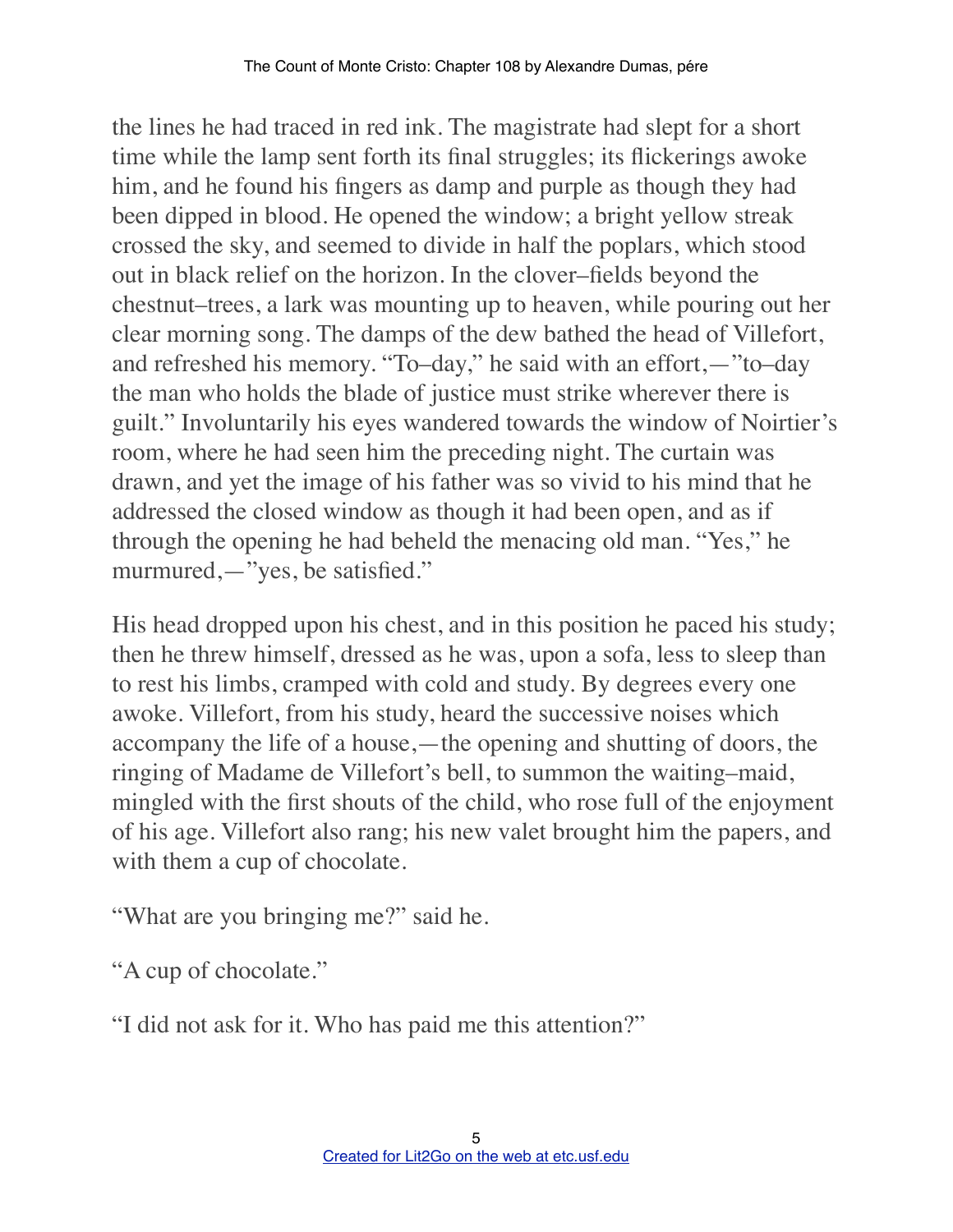the lines he had traced in red ink. The magistrate had slept for a short time while the lamp sent forth its final struggles; its flickerings awoke him, and he found his fingers as damp and purple as though they had been dipped in blood. He opened the window; a bright yellow streak crossed the sky, and seemed to divide in half the poplars, which stood out in black relief on the horizon. In the clover–fields beyond the chestnut–trees, a lark was mounting up to heaven, while pouring out her clear morning song. The damps of the dew bathed the head of Villefort, and refreshed his memory. "To–day," he said with an effort,—"to–day the man who holds the blade of justice must strike wherever there is guilt." Involuntarily his eyes wandered towards the window of Noirtier's room, where he had seen him the preceding night. The curtain was drawn, and yet the image of his father was so vivid to his mind that he addressed the closed window as though it had been open, and as if through the opening he had beheld the menacing old man. "Yes," he murmured,—"yes, be satisfied."

His head dropped upon his chest, and in this position he paced his study; then he threw himself, dressed as he was, upon a sofa, less to sleep than to rest his limbs, cramped with cold and study. By degrees every one awoke. Villefort, from his study, heard the successive noises which accompany the life of a house,—the opening and shutting of doors, the ringing of Madame de Villefort's bell, to summon the waiting–maid, mingled with the first shouts of the child, who rose full of the enjoyment of his age. Villefort also rang; his new valet brought him the papers, and with them a cup of chocolate.

"What are you bringing me?" said he.

"A cup of chocolate."

"I did not ask for it. Who has paid me this attention?"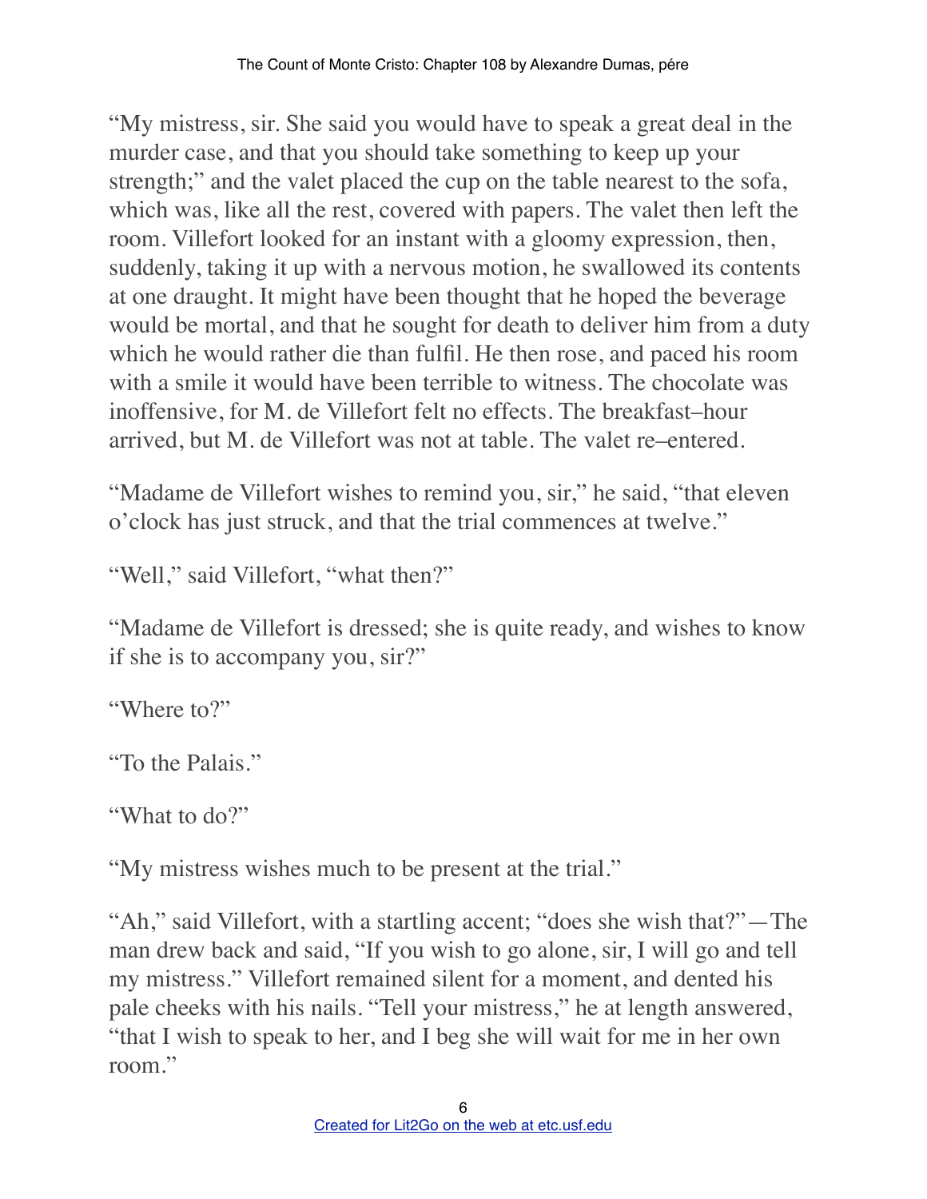"My mistress, sir. She said you would have to speak a great deal in the murder case, and that you should take something to keep up your strength;" and the valet placed the cup on the table nearest to the sofa, which was, like all the rest, covered with papers. The valet then left the room. Villefort looked for an instant with a gloomy expression, then, suddenly, taking it up with a nervous motion, he swallowed its contents at one draught. It might have been thought that he hoped the beverage would be mortal, and that he sought for death to deliver him from a duty which he would rather die than fulfil. He then rose, and paced his room with a smile it would have been terrible to witness. The chocolate was inoffensive, for M. de Villefort felt no effects. The breakfast–hour arrived, but M. de Villefort was not at table. The valet re–entered.

"Madame de Villefort wishes to remind you, sir," he said, "that eleven o'clock has just struck, and that the trial commences at twelve."

"Well," said Villefort, "what then?"

"Madame de Villefort is dressed; she is quite ready, and wishes to know if she is to accompany you, sir?"

"Where to?"

"To the Palais."

"What to do?"

"My mistress wishes much to be present at the trial."

"Ah," said Villefort, with a startling accent; "does she wish that?"—The man drew back and said, "If you wish to go alone, sir, I will go and tell my mistress." Villefort remained silent for a moment, and dented his pale cheeks with his nails. "Tell your mistress," he at length answered, "that I wish to speak to her, and I beg she will wait for me in her own room."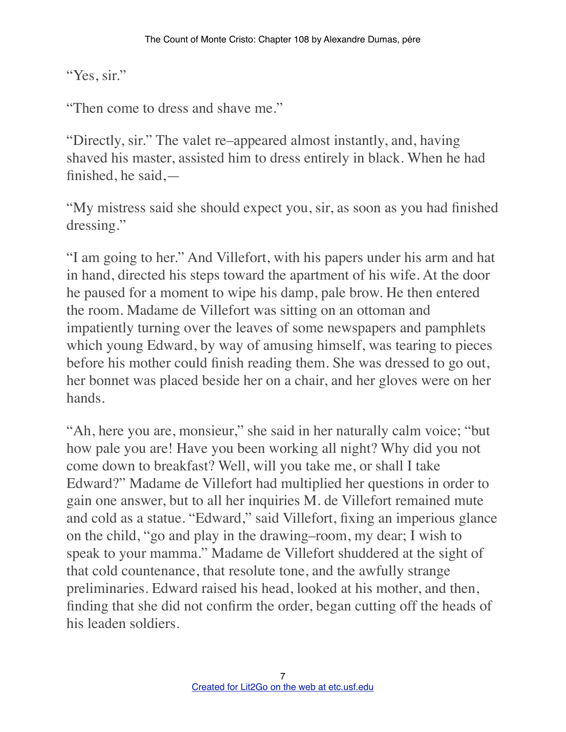"Yes, sir."

"Then come to dress and shave me."

"Directly, sir." The valet re–appeared almost instantly, and, having shaved his master, assisted him to dress entirely in black. When he had finished, he said,—

"My mistress said she should expect you, sir, as soon as you had finished dressing."

"I am going to her." And Villefort, with his papers under his arm and hat in hand, directed his steps toward the apartment of his wife. At the door he paused for a moment to wipe his damp, pale brow. He then entered the room. Madame de Villefort was sitting on an ottoman and impatiently turning over the leaves of some newspapers and pamphlets which young Edward, by way of amusing himself, was tearing to pieces before his mother could finish reading them. She was dressed to go out, her bonnet was placed beside her on a chair, and her gloves were on her hands.

"Ah, here you are, monsieur," she said in her naturally calm voice; "but how pale you are! Have you been working all night? Why did you not come down to breakfast? Well, will you take me, or shall I take Edward?" Madame de Villefort had multiplied her questions in order to gain one answer, but to all her inquiries M. de Villefort remained mute and cold as a statue. "Edward," said Villefort, fixing an imperious glance on the child, "go and play in the drawing–room, my dear; I wish to speak to your mamma." Madame de Villefort shuddered at the sight of that cold countenance, that resolute tone, and the awfully strange preliminaries. Edward raised his head, looked at his mother, and then, finding that she did not confirm the order, began cutting off the heads of his leaden soldiers.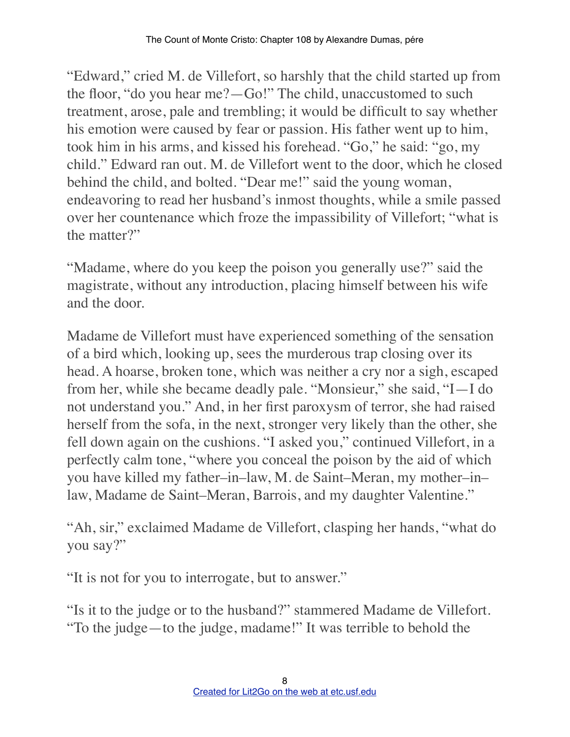"Edward," cried M. de Villefort, so harshly that the child started up from the floor, "do you hear me?—Go!" The child, unaccustomed to such treatment, arose, pale and trembling; it would be difficult to say whether his emotion were caused by fear or passion. His father went up to him, took him in his arms, and kissed his forehead. "Go," he said: "go, my child." Edward ran out. M. de Villefort went to the door, which he closed behind the child, and bolted. "Dear me!" said the young woman, endeavoring to read her husband's inmost thoughts, while a smile passed over her countenance which froze the impassibility of Villefort; "what is the matter?"

"Madame, where do you keep the poison you generally use?" said the magistrate, without any introduction, placing himself between his wife and the door.

Madame de Villefort must have experienced something of the sensation of a bird which, looking up, sees the murderous trap closing over its head. A hoarse, broken tone, which was neither a cry nor a sigh, escaped from her, while she became deadly pale. "Monsieur," she said, "I—I do not understand you." And, in her first paroxysm of terror, she had raised herself from the sofa, in the next, stronger very likely than the other, she fell down again on the cushions. "I asked you," continued Villefort, in a perfectly calm tone, "where you conceal the poison by the aid of which you have killed my father–in–law, M. de Saint–Meran, my mother–in–law, Madame de Saint–Meran, Barrois, and my daughter Valentine."

"Ah, sir," exclaimed Madame de Villefort, clasping her hands, "what do you say?"

"It is not for you to interrogate, but to answer."

"Is it to the judge or to the husband?" stammered Madame de Villefort. "To the judge—to the judge, madame!" It was terrible to behold the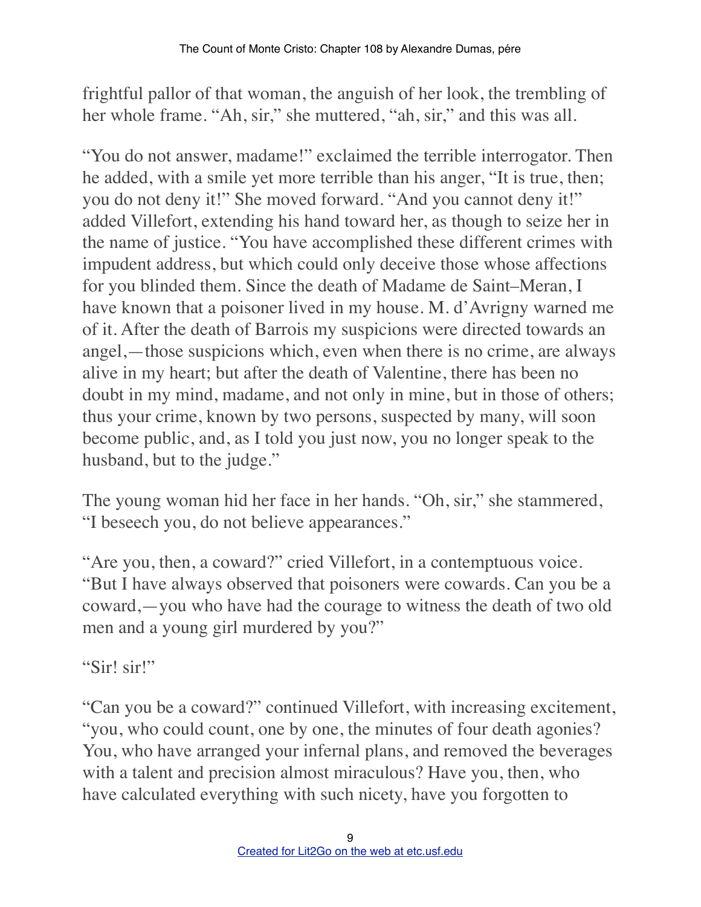frightful pallor of that woman, the anguish of her look, the trembling of her whole frame. “Ah, sir,” she muttered, “ah, sir,” and this was all.

“You do not answer, madame!” exclaimed the terrible interrogator. Then he added, with a smile yet more terrible than his anger, “It is true, then; you do not deny it!” She moved forward. “And you cannot deny it!” added Villefort, extending his hand toward her, as though to seize her in the name of justice. “You have accomplished these different crimes with impudent address, but which could only deceive those whose affections for you blinded them. Since the death of Madame de Saint–Meran, I have known that a poisoner lived in my house. M. d’Avrigny warned me of it. After the death of Barrois my suspicions were directed towards an angel,—those suspicions which, even when there is no crime, are always alive in my heart; but after the death of Valentine, there has been no doubt in my mind, madame, and not only in mine, but in those of others; thus your crime, known by two persons, suspected by many, will soon become public, and, as I told you just now, you no longer speak to the husband, but to the judge.”

The young woman hid her face in her hands. “Oh, sir,” she stammered, “I beseech you, do not believe appearances.”

“Are you, then, a coward?” cried Villefort, in a contemptuous voice. “But I have always observed that poisoners were cowards. Can you be a coward,—you who have had the courage to witness the death of two old men and a young girl murdered by you?”

“Sir! sir!”

“Can you be a coward?” continued Villefort, with increasing excitement, “you, who could count, one by one, the minutes of four death agonies? You, who have arranged your infernal plans, and removed the beverages with a talent and precision almost miraculous? Have you, then, who have calculated everything with such nicety, have you forgotten to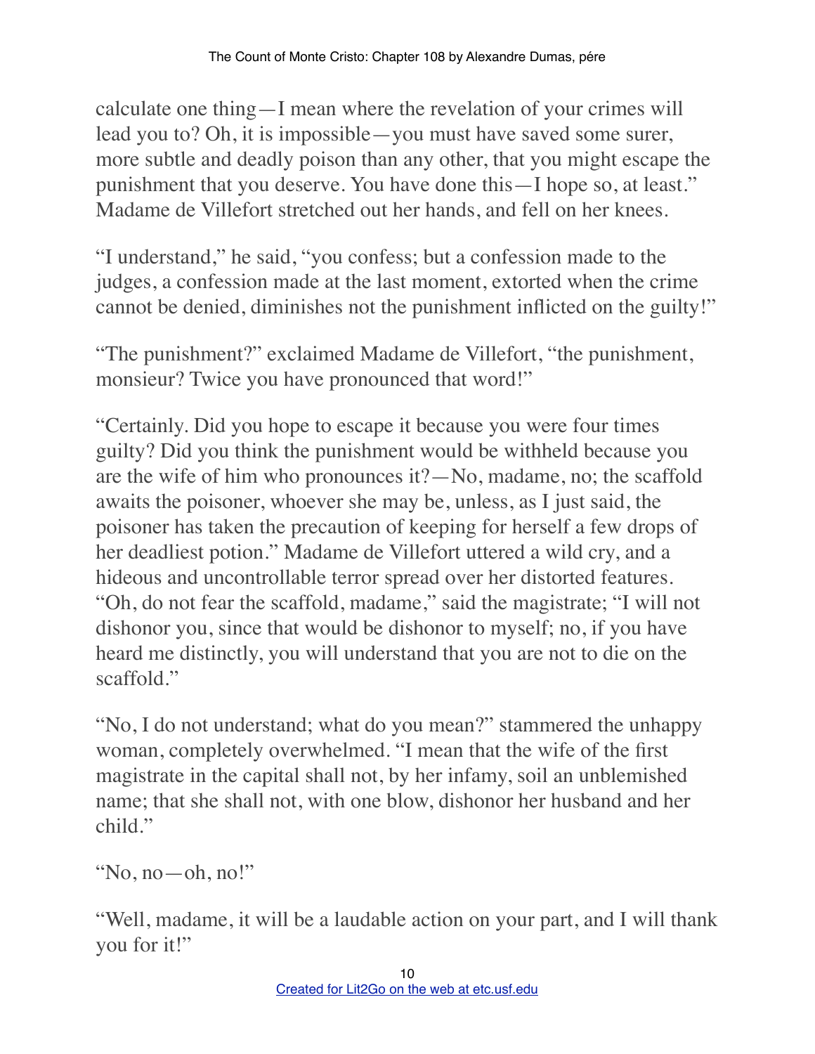calculate one thing—I mean where the revelation of your crimes will lead you to? Oh, it is impossible—you must have saved some surer, more subtle and deadly poison than any other, that you might escape the punishment that you deserve. You have done this—I hope so, at least." Madame de Villefort stretched out her hands, and fell on her knees.

"I understand," he said, "you confess; but a confession made to the judges, a confession made at the last moment, extorted when the crime cannot be denied, diminishes not the punishment inflicted on the guilty!"

"The punishment?" exclaimed Madame de Villefort, "the punishment, monsieur? Twice you have pronounced that word!"

"Certainly. Did you hope to escape it because you were four times guilty? Did you think the punishment would be withheld because you are the wife of him who pronounces it?—No, madame, no; the scaffold awaits the poisoner, whoever she may be, unless, as I just said, the poisoner has taken the precaution of keeping for herself a few drops of her deadliest potion." Madame de Villefort uttered a wild cry, and a hideous and uncontrollable terror spread over her distorted features. "Oh, do not fear the scaffold, madame," said the magistrate; "I will not dishonor you, since that would be dishonor to myself; no, if you have heard me distinctly, you will understand that you are not to die on the scaffold."

"No, I do not understand; what do you mean?" stammered the unhappy woman, completely overwhelmed. "I mean that the wife of the first magistrate in the capital shall not, by her infamy, soil an unblemished name; that she shall not, with one blow, dishonor her husband and her child."

"No, no—oh, no!"

"Well, madame, it will be a laudable action on your part, and I will thank you for it!"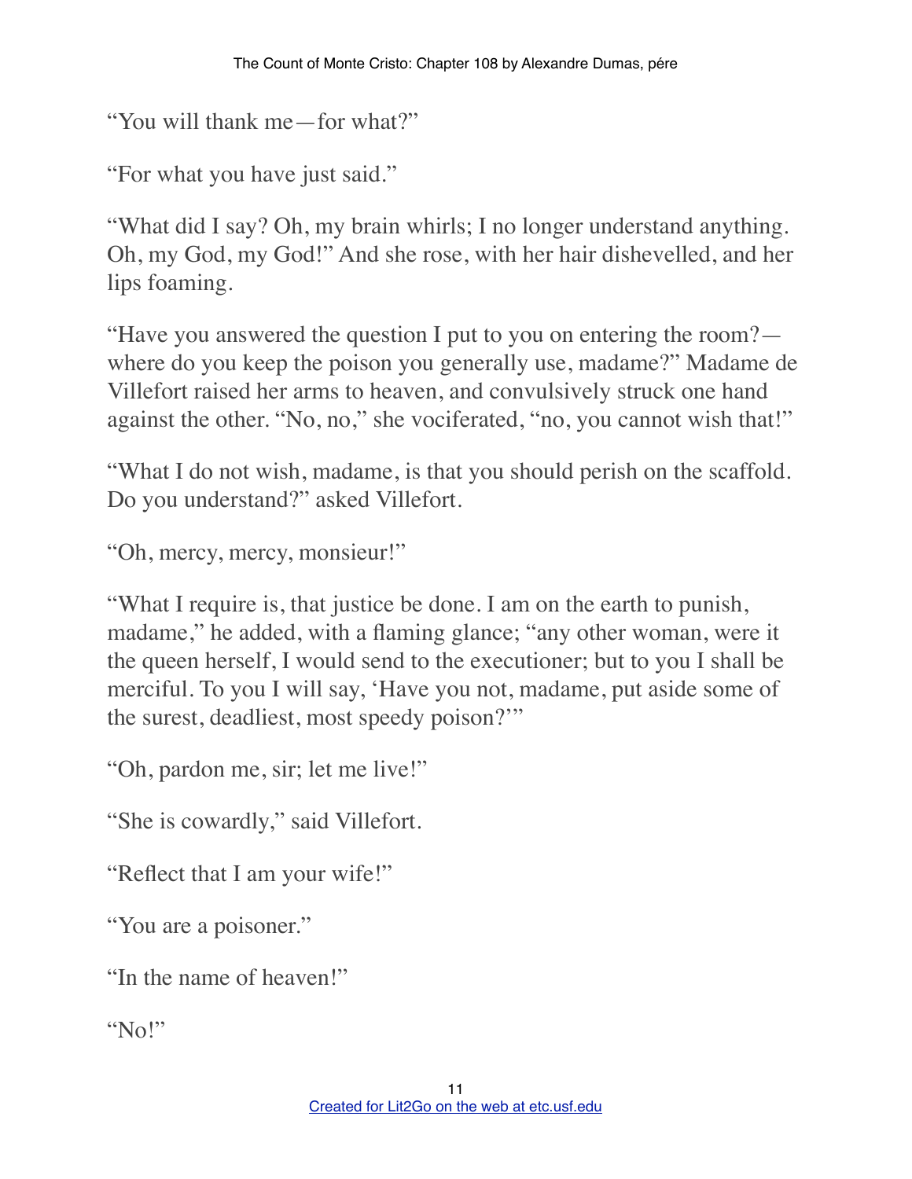"You will thank me—for what?"

"For what you have just said."

"What did I say? Oh, my brain whirls; I no longer understand anything. Oh, my God, my God!" And she rose, with her hair dishevelled, and her lips foaming.

"Have you answered the question I put to you on entering the room?—where do you keep the poison you generally use, madame?" Madame de Villefort raised her arms to heaven, and convulsively struck one hand against the other. "No, no," she vociferated, "no, you cannot wish that!"

"What I do not wish, madame, is that you should perish on the scaffold. Do you understand?" asked Villefort.

"Oh, mercy, mercy, monsieur!"

"What I require is, that justice be done. I am on the earth to punish, madame," he added, with a flaming glance; "any other woman, were it the queen herself, I would send to the executioner; but to you I shall be merciful. To you I will say, 'Have you not, madame, put aside some of the surest, deadliest, most speedy poison?'"

"Oh, pardon me, sir; let me live!"

"She is cowardly," said Villefort.

"Reflect that I am your wife!"

"You are a poisoner."

"In the name of heaven!"

"No!"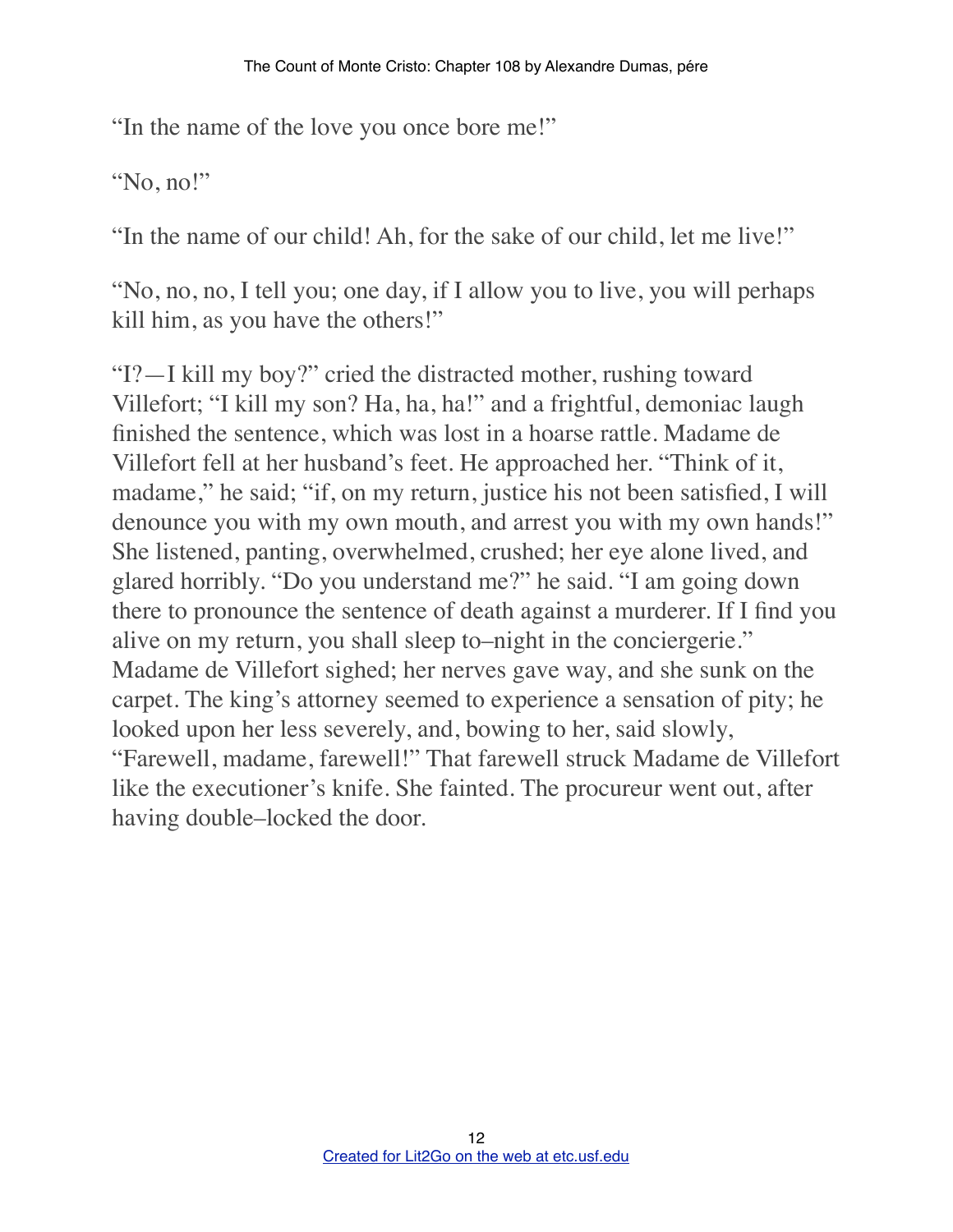"In the name of the love you once bore me!"

"No, no!"

"In the name of our child! Ah, for the sake of our child, let me live!"

"No, no, no, I tell you; one day, if I allow you to live, you will perhaps kill him, as you have the others!"

"I?—I kill my boy?" cried the distracted mother, rushing toward Villefort; "I kill my son? Ha, ha, ha!" and a frightful, demoniac laugh finished the sentence, which was lost in a hoarse rattle. Madame de Villefort fell at her husband's feet. He approached her. "Think of it, madame," he said; "if, on my return, justice his not been satisfied, I will denounce you with my own mouth, and arrest you with my own hands!" She listened, panting, overwhelmed, crushed; her eye alone lived, and glared horribly. "Do you understand me?" he said. "I am going down there to pronounce the sentence of death against a murderer. If I find you alive on my return, you shall sleep to–night in the conciergerie." Madame de Villefort sighed; her nerves gave way, and she sunk on the carpet. The king's attorney seemed to experience a sensation of pity; he looked upon her less severely, and, bowing to her, said slowly, "Farewell, madame, farewell!" That farewell struck Madame de Villefort like the executioner's knife. She fainted. The procureur went out, after having double–locked the door.